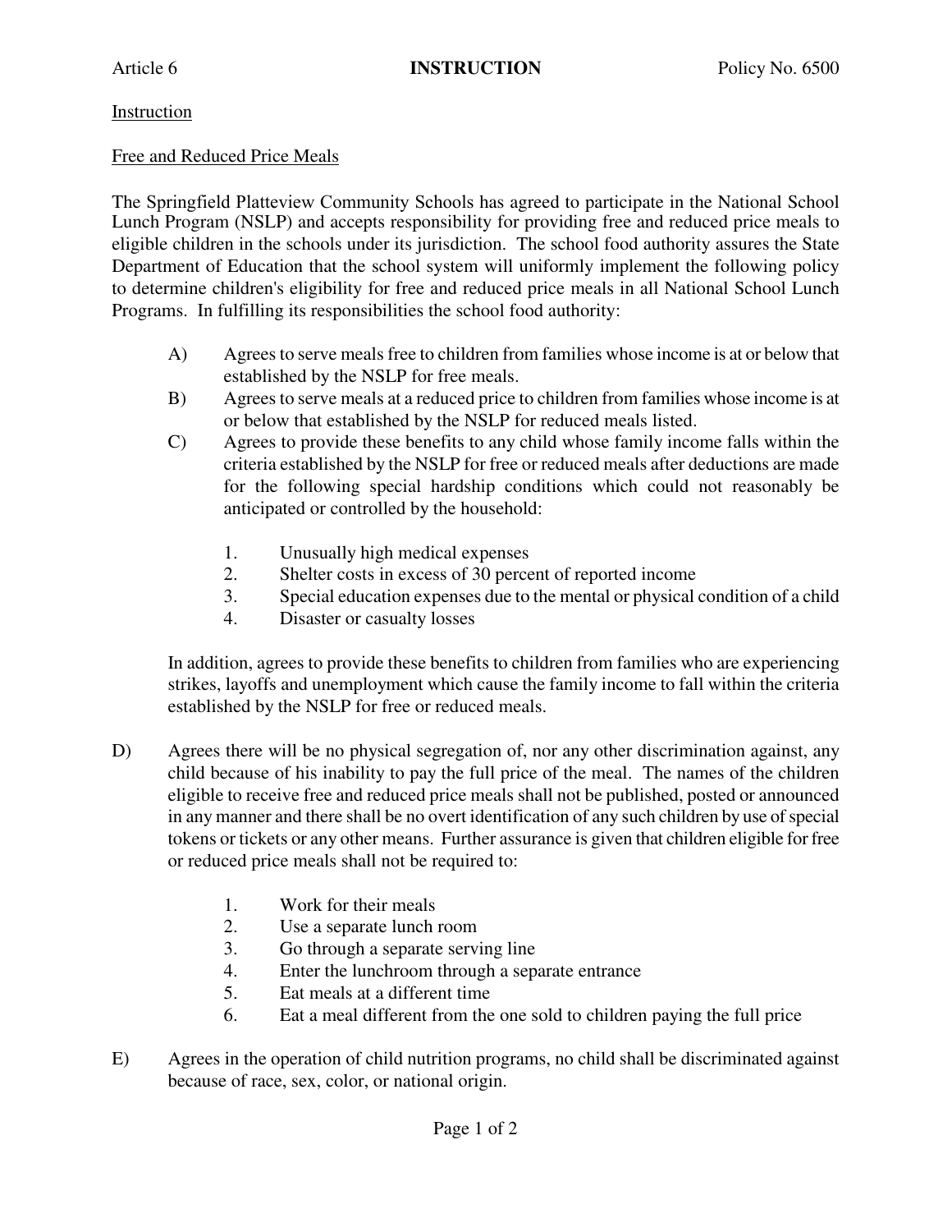Article 6 **INSTRUCTION** Policy No. 6500

Instruction

Free and Reduced Price Meals

The Springfield Platteview Community Schools has agreed to participate in the National School Lunch Program (NSLP) and accepts responsibility for providing free and reduced price meals to eligible children in the schools under its jurisdiction. The school food authority assures the State Department of Education that the school system will uniformly implement the following policy to determine children's eligibility for free and reduced price meals in all National School Lunch Programs. In fulfilling its responsibilities the school food authority:

A) Agrees to serve meals free to children from families whose income is at or below that established by the NSLP for free meals.

B) Agrees to serve meals at a reduced price to children from families whose income is at or below that established by the NSLP for reduced meals listed.

C) Agrees to provide these benefits to any child whose family income falls within the criteria established by the NSLP for free or reduced meals after deductions are made for the following special hardship conditions which could not reasonably be anticipated or controlled by the household:

   1. Unusually high medical expenses
   2. Shelter costs in excess of 30 percent of reported income
   3. Special education expenses due to the mental or physical condition of a child
   4. Disaster or casualty losses

   In addition, agrees to provide these benefits to children from families who are experiencing strikes, layoffs and unemployment which cause the family income to fall within the criteria established by the NSLP for free or reduced meals.

D) Agrees there will be no physical segregation of, nor any other discrimination against, any child because of his inability to pay the full price of the meal. The names of the children eligible to receive free and reduced price meals shall not be published, posted or announced in any manner and there shall be no overt identification of any such children by use of special tokens or tickets or any other means. Further assurance is given that children eligible for free or reduced price meals shall not be required to:

   1. Work for their meals
   2. Use a separate lunch room
   3. Go through a separate serving line
   4. Enter the lunchroom through a separate entrance
   5. Eat meals at a different time
   6. Eat a meal different from the one sold to children paying the full price

E) Agrees in the operation of child nutrition programs, no child shall be discriminated against because of race, sex, color, or national origin.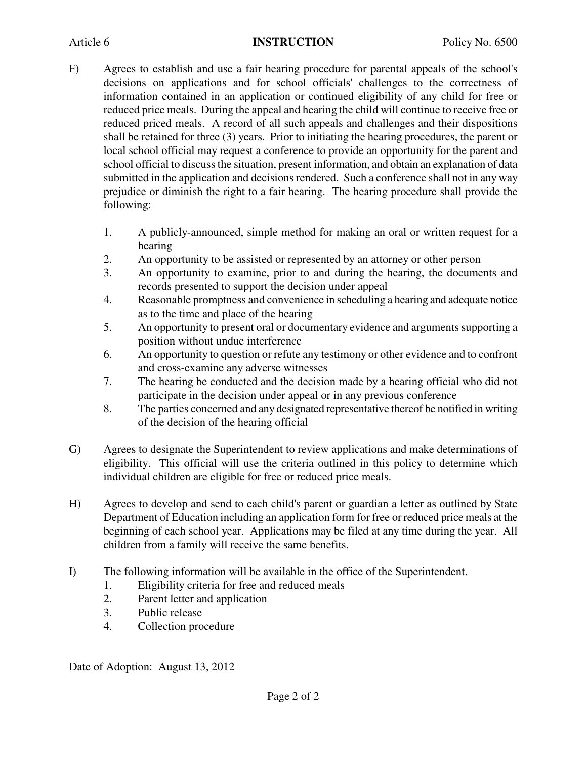F) Agrees to establish and use a fair hearing procedure for parental appeals of the school's decisions on applications and for school officials' challenges to the correctness of information contained in an application or continued eligibility of any child for free or reduced price meals. During the appeal and hearing the child will continue to receive free or reduced priced meals. A record of all such appeals and challenges and their dispositions shall be retained for three (3) years. Prior to initiating the hearing procedures, the parent or local school official may request a conference to provide an opportunity for the parent and school official to discuss the situation, present information, and obtain an explanation of data submitted in the application and decisions rendered. Such a conference shall not in any way prejudice or diminish the right to a fair hearing. The hearing procedure shall provide the following:

1. A publicly-announced, simple method for making an oral or written request for a hearing
2. An opportunity to be assisted or represented by an attorney or other person
3. An opportunity to examine, prior to and during the hearing, the documents and records presented to support the decision under appeal
4. Reasonable promptness and convenience in scheduling a hearing and adequate notice as to the time and place of the hearing
5. An opportunity to present oral or documentary evidence and arguments supporting a position without undue interference
6. An opportunity to question or refute any testimony or other evidence and to confront and cross-examine any adverse witnesses
7. The hearing be conducted and the decision made by a hearing official who did not participate in the decision under appeal or in any previous conference
8. The parties concerned and any designated representative thereof be notified in writing of the decision of the hearing official

G) Agrees to designate the Superintendent to review applications and make determinations of eligibility. This official will use the criteria outlined in this policy to determine which individual children are eligible for free or reduced price meals.

H) Agrees to develop and send to each child's parent or guardian a letter as outlined by State Department of Education including an application form for free or reduced price meals at the beginning of each school year. Applications may be filed at any time during the year. All children from a family will receive the same benefits.

I) The following information will be available in the office of the Superintendent.

1. Eligibility criteria for free and reduced meals
2. Parent letter and application
3. Public release
4. Collection procedure

Date of Adoption: August 13, 2012